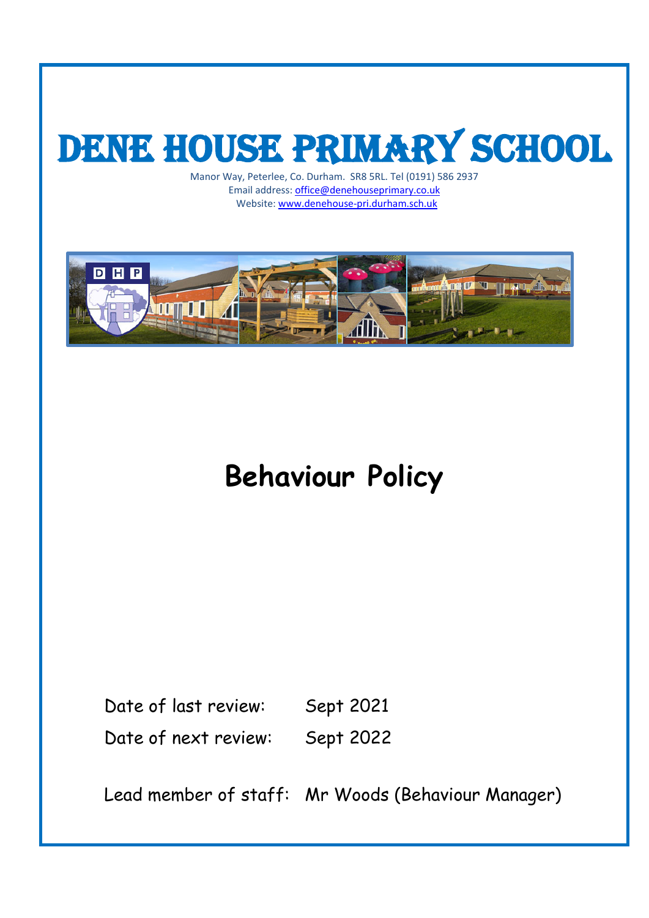# DENE HOUSE PRIMARY SCHOOL

Manor Way, Peterlee, Co. Durham. SR8 5RL. Tel (0191) 586 2937
Email address: office@denehouseprimary.co.uk
Website: www.denehouse-pri.durham.sch.uk

## Behaviour Policy

Date of last review: Sept 2021

Date of next review: Sept 2022

Lead member of staff: Mr Woods (Behaviour Manager)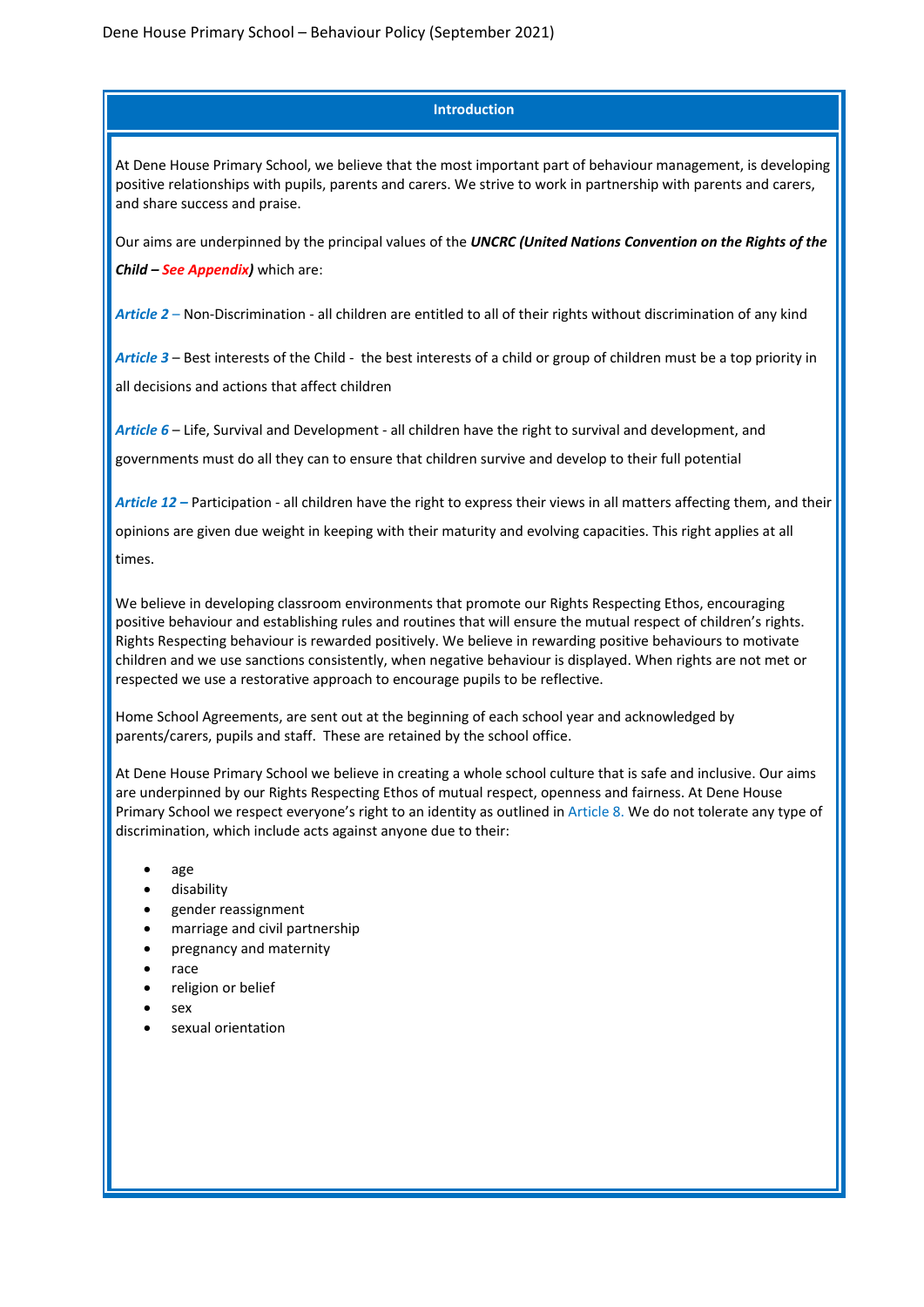## Introduction

At Dene House Primary School, we believe that the most important part of behaviour management, is developing positive relationships with pupils, parents and carers. We strive to work in partnership with parents and carers, and share success and praise.

Our aims are underpinned by the principal values of the ***UNCRC (United Nations Convention on the Rights of the Child – See Appendix)*** which are:

***Article 2*** – Non-Discrimination - all children are entitled to all of their rights without discrimination of any kind

***Article 3*** – Best interests of the Child - the best interests of a child or group of children must be a top priority in all decisions and actions that affect children

***Article 6*** – Life, Survival and Development - all children have the right to survival and development, and governments must do all they can to ensure that children survive and develop to their full potential

***Article 12*** – Participation - all children have the right to express their views in all matters affecting them, and their opinions are given due weight in keeping with their maturity and evolving capacities. This right applies at all times.

We believe in developing classroom environments that promote our Rights Respecting Ethos, encouraging positive behaviour and establishing rules and routines that will ensure the mutual respect of children's rights. Rights Respecting behaviour is rewarded positively. We believe in rewarding positive behaviours to motivate children and we use sanctions consistently, when negative behaviour is displayed. When rights are not met or respected we use a restorative approach to encourage pupils to be reflective.

Home School Agreements, are sent out at the beginning of each school year and acknowledged by parents/carers, pupils and staff. These are retained by the school office.

At Dene House Primary School we believe in creating a whole school culture that is safe and inclusive. Our aims are underpinned by our Rights Respecting Ethos of mutual respect, openness and fairness. At Dene House Primary School we respect everyone's right to an identity as outlined in Article 8. We do not tolerate any type of discrimination, which include acts against anyone due to their:

- age
- disability
- gender reassignment
- marriage and civil partnership
- pregnancy and maternity
- race
- religion or belief
- sex
- sexual orientation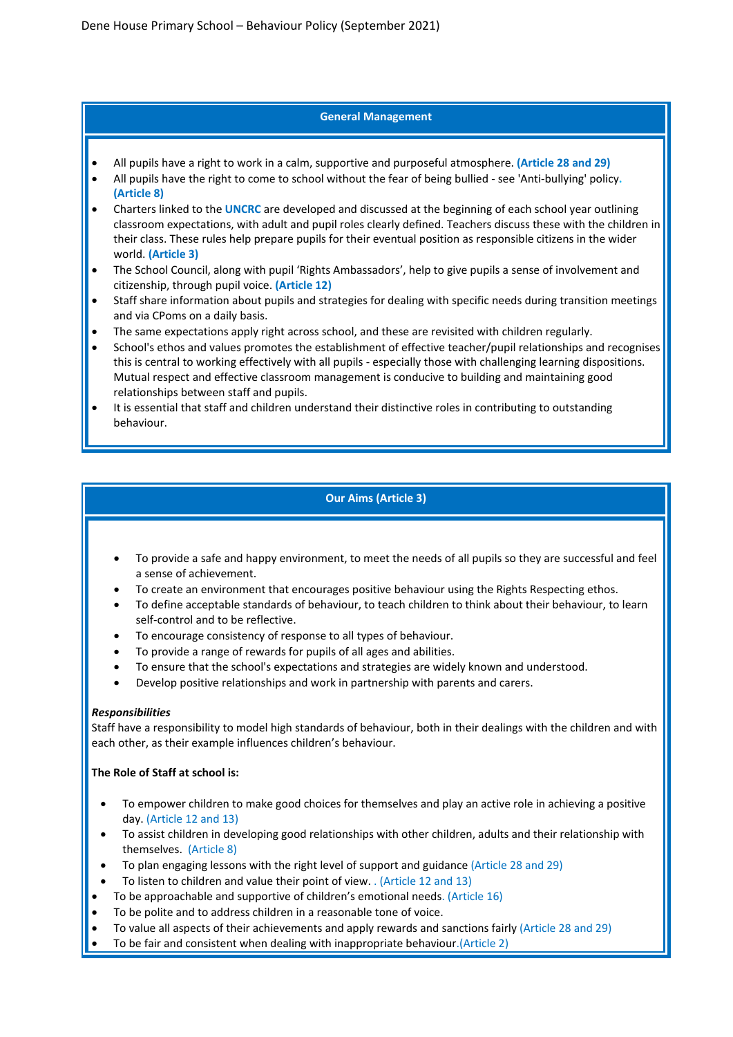## General Management

- All pupils have a right to work in a calm, supportive and purposeful atmosphere. **(Article 28 and 29)**
- All pupils have the right to come to school without the fear of being bullied - see 'Anti-bullying' policy. **(Article 8)**
- Charters linked to the **UNCRC** are developed and discussed at the beginning of each school year outlining classroom expectations, with adult and pupil roles clearly defined. Teachers discuss these with the children in their class. These rules help prepare pupils for their eventual position as responsible citizens in the wider world. **(Article 3)**
- The School Council, along with pupil 'Rights Ambassadors', help to give pupils a sense of involvement and citizenship, through pupil voice. **(Article 12)**
- Staff share information about pupils and strategies for dealing with specific needs during transition meetings and via CPoms on a daily basis.
- The same expectations apply right across school, and these are revisited with children regularly.
- School's ethos and values promotes the establishment of effective teacher/pupil relationships and recognises this is central to working effectively with all pupils - especially those with challenging learning dispositions. Mutual respect and effective classroom management is conducive to building and maintaining good relationships between staff and pupils.
- It is essential that staff and children understand their distinctive roles in contributing to outstanding behaviour.

## Our Aims (Article 3)

- To provide a safe and happy environment, to meet the needs of all pupils so they are successful and feel a sense of achievement.
- To create an environment that encourages positive behaviour using the Rights Respecting ethos.
- To define acceptable standards of behaviour, to teach children to think about their behaviour, to learn self-control and to be reflective.
- To encourage consistency of response to all types of behaviour.
- To provide a range of rewards for pupils of all ages and abilities.
- To ensure that the school's expectations and strategies are widely known and understood.
- Develop positive relationships and work in partnership with parents and carers.

***Responsibilities***

Staff have a responsibility to model high standards of behaviour, both in their dealings with the children and with each other, as their example influences children's behaviour.

**The Role of Staff at school is:**

- To empower children to make good choices for themselves and play an active role in achieving a positive day. (Article 12 and 13)
- To assist children in developing good relationships with other children, adults and their relationship with themselves. (Article 8)
- To plan engaging lessons with the right level of support and guidance (Article 28 and 29)
- To listen to children and value their point of view. . (Article 12 and 13)
- To be approachable and supportive of children's emotional needs. (Article 16)
- To be polite and to address children in a reasonable tone of voice.
- To value all aspects of their achievements and apply rewards and sanctions fairly (Article 28 and 29)
- To be fair and consistent when dealing with inappropriate behaviour.(Article 2)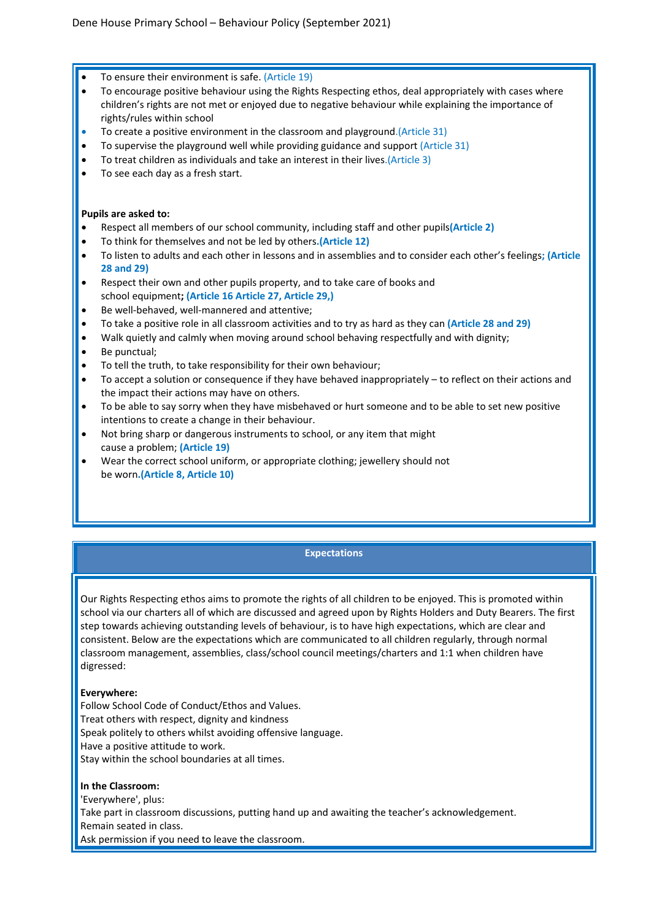- To ensure their environment is safe. (Article 19)
- To encourage positive behaviour using the Rights Respecting ethos, deal appropriately with cases where children's rights are not met or enjoyed due to negative behaviour while explaining the importance of rights/rules within school
- To create a positive environment in the classroom and playground.(Article 31)
- To supervise the playground well while providing guidance and support (Article 31)
- To treat children as individuals and take an interest in their lives.(Article 3)
- To see each day as a fresh start.

**Pupils are asked to:**

- Respect all members of our school community, including staff and other pupils**(Article 2)**
- To think for themselves and not be led by others.**(Article 12)**
- To listen to adults and each other in lessons and in assemblies and to consider each other's feelings**; (Article 28 and 29)**
- Respect their own and other pupils property, and to take care of books and school equipment**; (Article 16 Article 27, Article 29,)**
- Be well-behaved, well-mannered and attentive;
- To take a positive role in all classroom activities and to try as hard as they can **(Article 28 and 29)**
- Walk quietly and calmly when moving around school behaving respectfully and with dignity;
- Be punctual;
- To tell the truth, to take responsibility for their own behaviour;
- To accept a solution or consequence if they have behaved inappropriately – to reflect on their actions and the impact their actions may have on others.
- To be able to say sorry when they have misbehaved or hurt someone and to be able to set new positive intentions to create a change in their behaviour.
- Not bring sharp or dangerous instruments to school, or any item that might cause a problem; **(Article 19)**
- Wear the correct school uniform, or appropriate clothing; jewellery should not be worn.**(Article 8, Article 10)**

## Expectations

Our Rights Respecting ethos aims to promote the rights of all children to be enjoyed. This is promoted within school via our charters all of which are discussed and agreed upon by Rights Holders and Duty Bearers. The first step towards achieving outstanding levels of behaviour, is to have high expectations, which are clear and consistent. Below are the expectations which are communicated to all children regularly, through normal classroom management, assemblies, class/school council meetings/charters and 1:1 when children have digressed:

**Everywhere:**
Follow School Code of Conduct/Ethos and Values.
Treat others with respect, dignity and kindness
Speak politely to others whilst avoiding offensive language.
Have a positive attitude to work.
Stay within the school boundaries at all times.

**In the Classroom:**
'Everywhere', plus:
Take part in classroom discussions, putting hand up and awaiting the teacher's acknowledgement.
Remain seated in class.
Ask permission if you need to leave the classroom.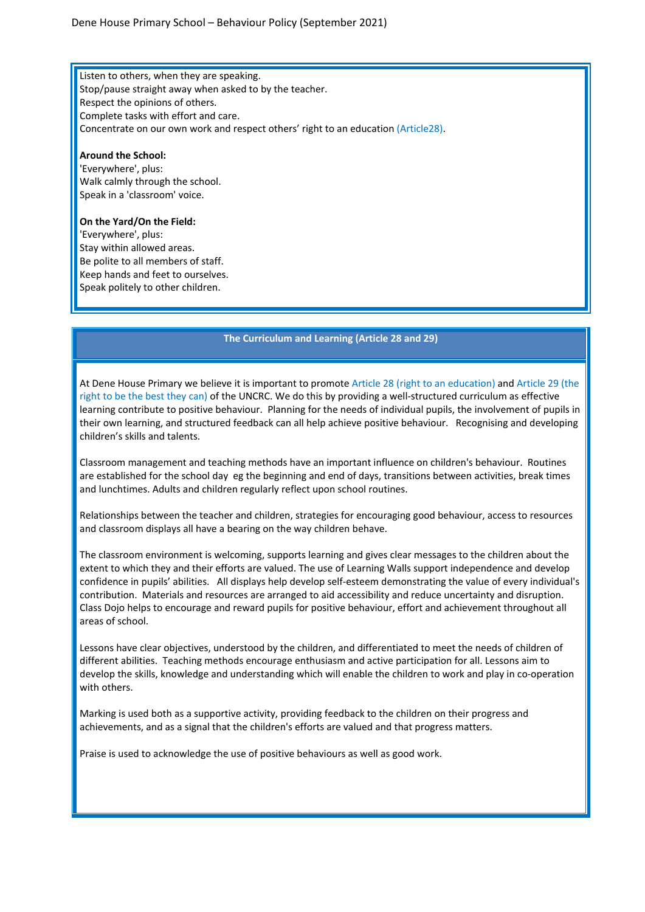Listen to others, when they are speaking.
Stop/pause straight away when asked to by the teacher.
Respect the opinions of others.
Complete tasks with effort and care.
Concentrate on our own work and respect others' right to an education (Article28).

**Around the School:**
'Everywhere', plus:
Walk calmly through the school.
Speak in a 'classroom' voice.

**On the Yard/On the Field:**
'Everywhere', plus:
Stay within allowed areas.
Be polite to all members of staff.
Keep hands and feet to ourselves.
Speak politely to other children.

## The Curriculum and Learning (Article 28 and 29)

At Dene House Primary we believe it is important to promote Article 28 (right to an education) and Article 29 (the right to be the best they can) of the UNCRC. We do this by providing a well-structured curriculum as effective learning contribute to positive behaviour. Planning for the needs of individual pupils, the involvement of pupils in their own learning, and structured feedback can all help achieve positive behaviour. Recognising and developing children's skills and talents.

Classroom management and teaching methods have an important influence on children's behaviour. Routines are established for the school day eg the beginning and end of days, transitions between activities, break times and lunchtimes. Adults and children regularly reflect upon school routines.

Relationships between the teacher and children, strategies for encouraging good behaviour, access to resources and classroom displays all have a bearing on the way children behave.

The classroom environment is welcoming, supports learning and gives clear messages to the children about the extent to which they and their efforts are valued. The use of Learning Walls support independence and develop confidence in pupils' abilities. All displays help develop self-esteem demonstrating the value of every individual's contribution. Materials and resources are arranged to aid accessibility and reduce uncertainty and disruption. Class Dojo helps to encourage and reward pupils for positive behaviour, effort and achievement throughout all areas of school.

Lessons have clear objectives, understood by the children, and differentiated to meet the needs of children of different abilities. Teaching methods encourage enthusiasm and active participation for all. Lessons aim to develop the skills, knowledge and understanding which will enable the children to work and play in co-operation with others.

Marking is used both as a supportive activity, providing feedback to the children on their progress and achievements, and as a signal that the children's efforts are valued and that progress matters.

Praise is used to acknowledge the use of positive behaviours as well as good work.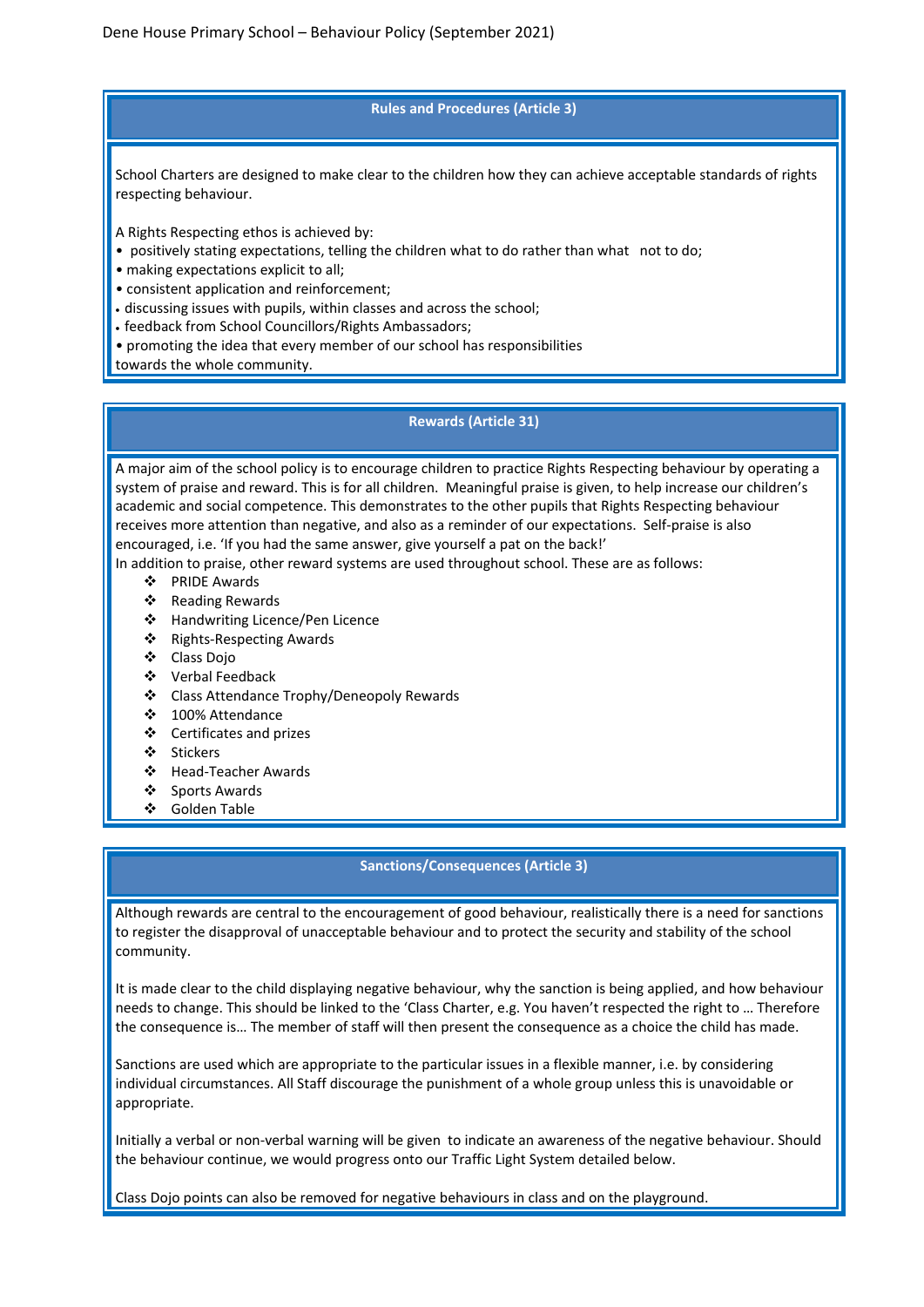## Rules and Procedures (Article 3)

School Charters are designed to make clear to the children how they can achieve acceptable standards of rights respecting behaviour.

A Rights Respecting ethos is achieved by:

- positively stating expectations, telling the children what to do rather than what not to do;
- making expectations explicit to all;
- consistent application and reinforcement;
- discussing issues with pupils, within classes and across the school;
- feedback from School Councillors/Rights Ambassadors;
- promoting the idea that every member of our school has responsibilities towards the whole community.

## Rewards (Article 31)

A major aim of the school policy is to encourage children to practice Rights Respecting behaviour by operating a system of praise and reward. This is for all children. Meaningful praise is given, to help increase our children's academic and social competence. This demonstrates to the other pupils that Rights Respecting behaviour receives more attention than negative, and also as a reminder of our expectations. Self-praise is also encouraged, i.e. 'If you had the same answer, give yourself a pat on the back!'

In addition to praise, other reward systems are used throughout school. These are as follows:

- PRIDE Awards
- Reading Rewards
- Handwriting Licence/Pen Licence
- Rights-Respecting Awards
- Class Dojo
- Verbal Feedback
- Class Attendance Trophy/Deneopoly Rewards
- 100% Attendance
- Certificates and prizes
- Stickers
- Head-Teacher Awards
- Sports Awards
- Golden Table

## Sanctions/Consequences (Article 3)

Although rewards are central to the encouragement of good behaviour, realistically there is a need for sanctions to register the disapproval of unacceptable behaviour and to protect the security and stability of the school community.

It is made clear to the child displaying negative behaviour, why the sanction is being applied, and how behaviour needs to change. This should be linked to the 'Class Charter, e.g. You haven't respected the right to … Therefore the consequence is… The member of staff will then present the consequence as a choice the child has made.

Sanctions are used which are appropriate to the particular issues in a flexible manner, i.e. by considering individual circumstances. All Staff discourage the punishment of a whole group unless this is unavoidable or appropriate.

Initially a verbal or non-verbal warning will be given to indicate an awareness of the negative behaviour. Should the behaviour continue, we would progress onto our Traffic Light System detailed below.

Class Dojo points can also be removed for negative behaviours in class and on the playground.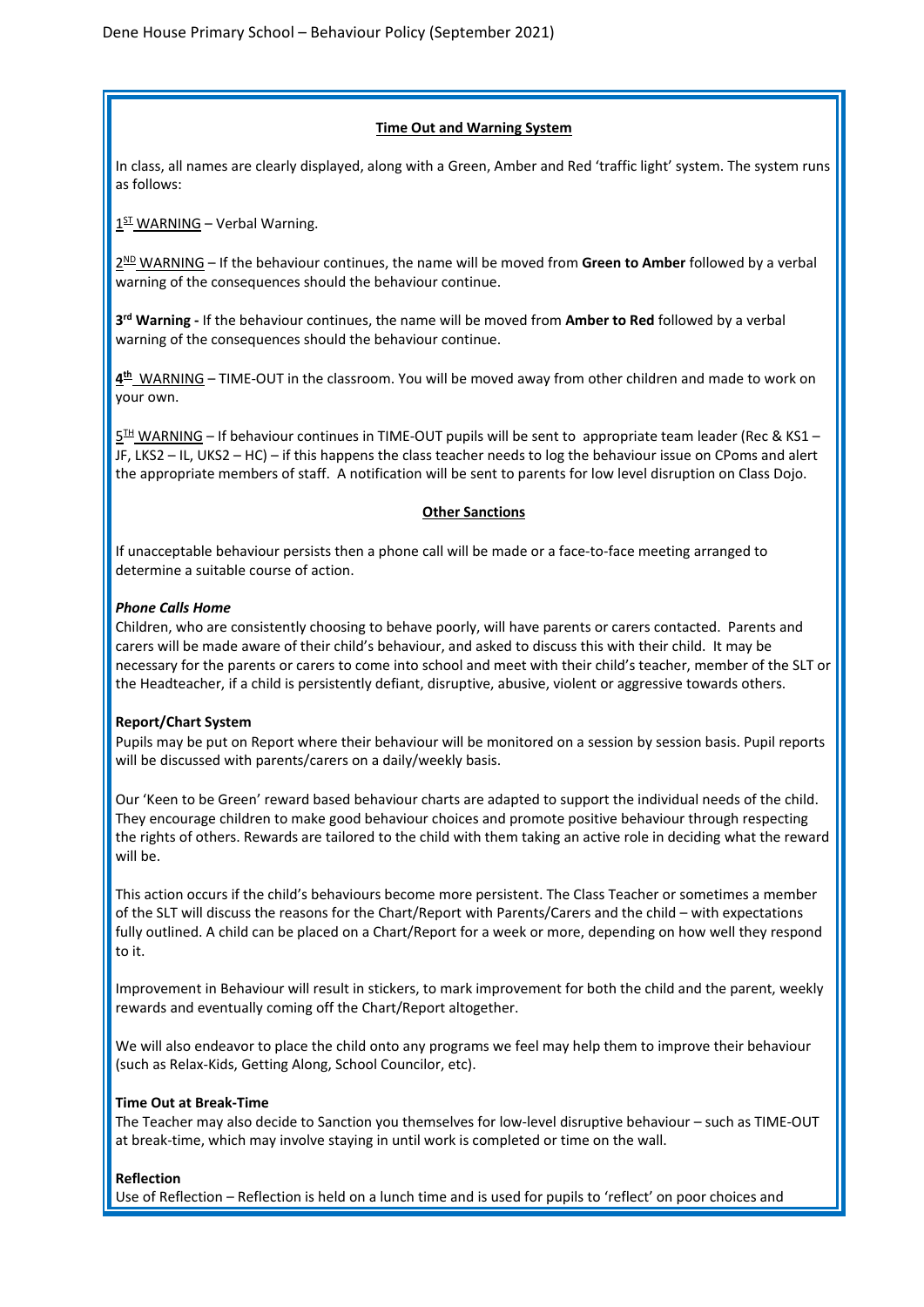## Time Out and Warning System

In class, all names are clearly displayed, along with a Green, Amber and Red 'traffic light' system. The system runs as follows:

1ST WARNING – Verbal Warning.

2ND WARNING – If the behaviour continues, the name will be moved from **Green to Amber** followed by a verbal warning of the consequences should the behaviour continue.

**3rd Warning -** If the behaviour continues, the name will be moved from **Amber to Red** followed by a verbal warning of the consequences should the behaviour continue.

**4th** WARNING – TIME-OUT in the classroom. You will be moved away from other children and made to work on your own.

5TH WARNING – If behaviour continues in TIME-OUT pupils will be sent to appropriate team leader (Rec & KS1 – JF, LKS2 – IL, UKS2 – HC) – if this happens the class teacher needs to log the behaviour issue on CPoms and alert the appropriate members of staff. A notification will be sent to parents for low level disruption on Class Dojo.

## Other Sanctions

If unacceptable behaviour persists then a phone call will be made or a face-to-face meeting arranged to determine a suitable course of action.

***Phone Calls Home***

Children, who are consistently choosing to behave poorly, will have parents or carers contacted. Parents and carers will be made aware of their child's behaviour, and asked to discuss this with their child. It may be necessary for the parents or carers to come into school and meet with their child's teacher, member of the SLT or the Headteacher, if a child is persistently defiant, disruptive, abusive, violent or aggressive towards others.

**Report/Chart System**

Pupils may be put on Report where their behaviour will be monitored on a session by session basis. Pupil reports will be discussed with parents/carers on a daily/weekly basis.

Our 'Keen to be Green' reward based behaviour charts are adapted to support the individual needs of the child. They encourage children to make good behaviour choices and promote positive behaviour through respecting the rights of others. Rewards are tailored to the child with them taking an active role in deciding what the reward will be.

This action occurs if the child's behaviours become more persistent. The Class Teacher or sometimes a member of the SLT will discuss the reasons for the Chart/Report with Parents/Carers and the child – with expectations fully outlined. A child can be placed on a Chart/Report for a week or more, depending on how well they respond to it.

Improvement in Behaviour will result in stickers, to mark improvement for both the child and the parent, weekly rewards and eventually coming off the Chart/Report altogether.

We will also endeavor to place the child onto any programs we feel may help them to improve their behaviour (such as Relax-Kids, Getting Along, School Councilor, etc).

**Time Out at Break-Time**

The Teacher may also decide to Sanction you themselves for low-level disruptive behaviour – such as TIME-OUT at break-time, which may involve staying in until work is completed or time on the wall.

**Reflection**

Use of Reflection – Reflection is held on a lunch time and is used for pupils to 'reflect' on poor choices and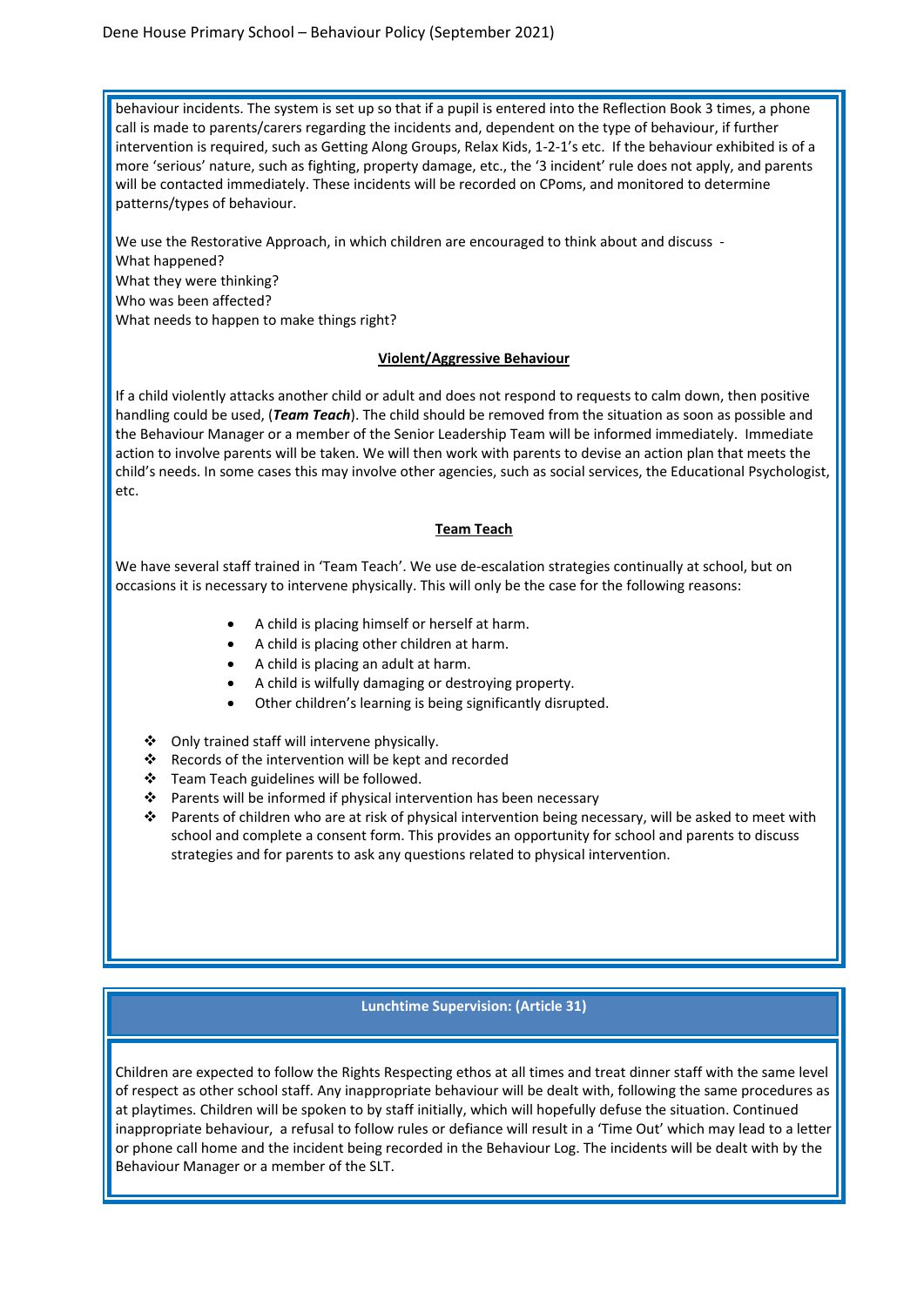behaviour incidents. The system is set up so that if a pupil is entered into the Reflection Book 3 times, a phone call is made to parents/carers regarding the incidents and, dependent on the type of behaviour, if further intervention is required, such as Getting Along Groups, Relax Kids, 1-2-1's etc. If the behaviour exhibited is of a more 'serious' nature, such as fighting, property damage, etc., the '3 incident' rule does not apply, and parents will be contacted immediately. These incidents will be recorded on CPoms, and monitored to determine patterns/types of behaviour.

We use the Restorative Approach, in which children are encouraged to think about and discuss -
What happened?
What they were thinking?
Who was been affected?
What needs to happen to make things right?

### Violent/Aggressive Behaviour

If a child violently attacks another child or adult and does not respond to requests to calm down, then positive handling could be used, (***Team Teach***). The child should be removed from the situation as soon as possible and the Behaviour Manager or a member of the Senior Leadership Team will be informed immediately. Immediate action to involve parents will be taken. We will then work with parents to devise an action plan that meets the child's needs. In some cases this may involve other agencies, such as social services, the Educational Psychologist, etc.

### Team Teach

We have several staff trained in 'Team Teach'. We use de-escalation strategies continually at school, but on occasions it is necessary to intervene physically. This will only be the case for the following reasons:

- A child is placing himself or herself at harm.
- A child is placing other children at harm.
- A child is placing an adult at harm.
- A child is wilfully damaging or destroying property.
- Other children's learning is being significantly disrupted.

- Only trained staff will intervene physically.
- Records of the intervention will be kept and recorded
- Team Teach guidelines will be followed.
- Parents will be informed if physical intervention has been necessary
- Parents of children who are at risk of physical intervention being necessary, will be asked to meet with school and complete a consent form. This provides an opportunity for school and parents to discuss strategies and for parents to ask any questions related to physical intervention.

## Lunchtime Supervision: (Article 31)

Children are expected to follow the Rights Respecting ethos at all times and treat dinner staff with the same level of respect as other school staff. Any inappropriate behaviour will be dealt with, following the same procedures as at playtimes. Children will be spoken to by staff initially, which will hopefully defuse the situation. Continued inappropriate behaviour, a refusal to follow rules or defiance will result in a 'Time Out' which may lead to a letter or phone call home and the incident being recorded in the Behaviour Log. The incidents will be dealt with by the Behaviour Manager or a member of the SLT.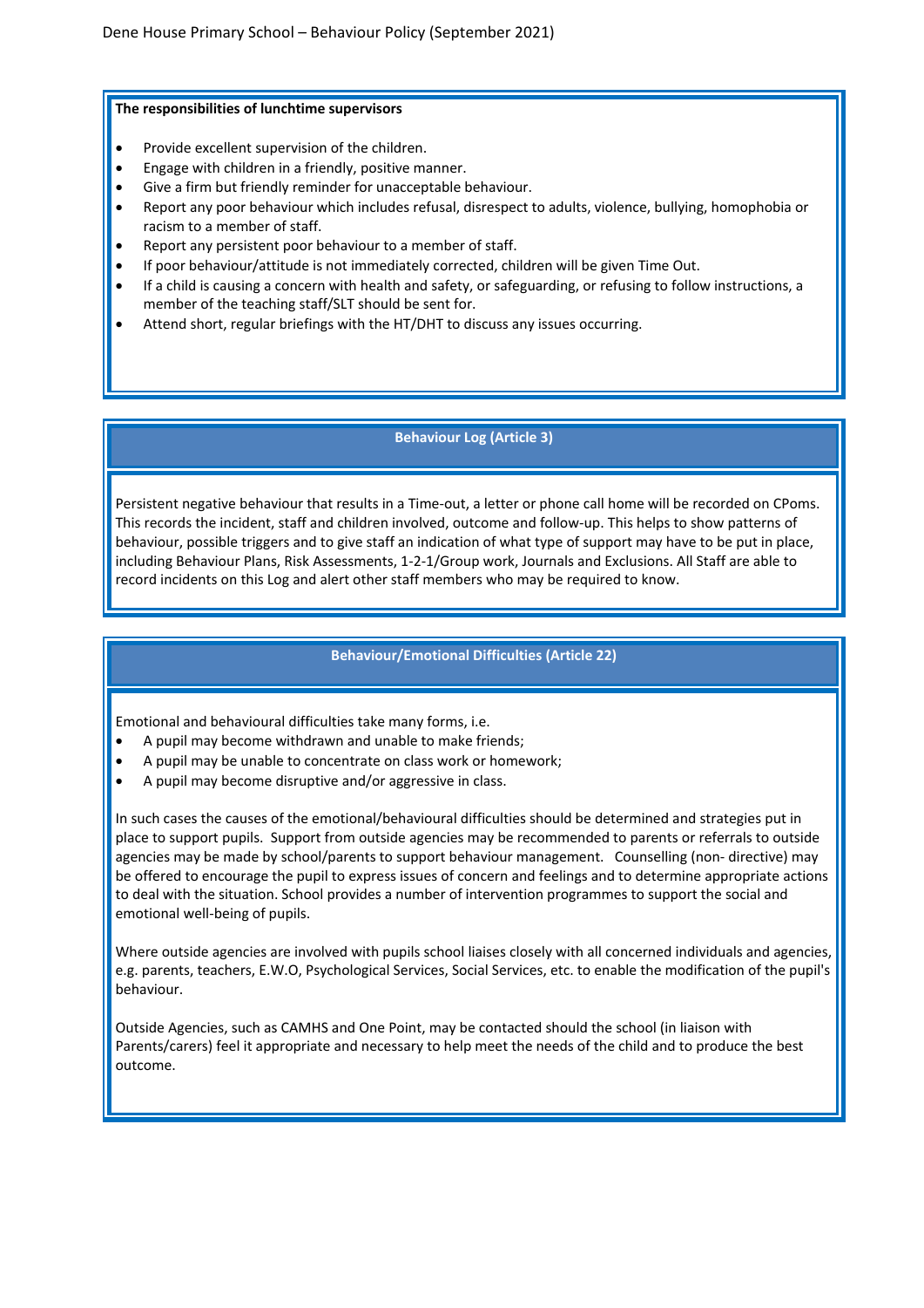**The responsibilities of lunchtime supervisors**

- Provide excellent supervision of the children.
- Engage with children in a friendly, positive manner.
- Give a firm but friendly reminder for unacceptable behaviour.
- Report any poor behaviour which includes refusal, disrespect to adults, violence, bullying, homophobia or racism to a member of staff.
- Report any persistent poor behaviour to a member of staff.
- If poor behaviour/attitude is not immediately corrected, children will be given Time Out.
- If a child is causing a concern with health and safety, or safeguarding, or refusing to follow instructions, a member of the teaching staff/SLT should be sent for.
- Attend short, regular briefings with the HT/DHT to discuss any issues occurring.

## Behaviour Log (Article 3)

Persistent negative behaviour that results in a Time-out, a letter or phone call home will be recorded on CPoms. This records the incident, staff and children involved, outcome and follow-up. This helps to show patterns of behaviour, possible triggers and to give staff an indication of what type of support may have to be put in place, including Behaviour Plans, Risk Assessments, 1-2-1/Group work, Journals and Exclusions. All Staff are able to record incidents on this Log and alert other staff members who may be required to know.

## Behaviour/Emotional Difficulties (Article 22)

Emotional and behavioural difficulties take many forms, i.e.

- A pupil may become withdrawn and unable to make friends;
- A pupil may be unable to concentrate on class work or homework;
- A pupil may become disruptive and/or aggressive in class.

In such cases the causes of the emotional/behavioural difficulties should be determined and strategies put in place to support pupils. Support from outside agencies may be recommended to parents or referrals to outside agencies may be made by school/parents to support behaviour management. Counselling (non- directive) may be offered to encourage the pupil to express issues of concern and feelings and to determine appropriate actions to deal with the situation. School provides a number of intervention programmes to support the social and emotional well-being of pupils.

Where outside agencies are involved with pupils school liaises closely with all concerned individuals and agencies, e.g. parents, teachers, E.W.O, Psychological Services, Social Services, etc. to enable the modification of the pupil's behaviour.

Outside Agencies, such as CAMHS and One Point, may be contacted should the school (in liaison with Parents/carers) feel it appropriate and necessary to help meet the needs of the child and to produce the best outcome.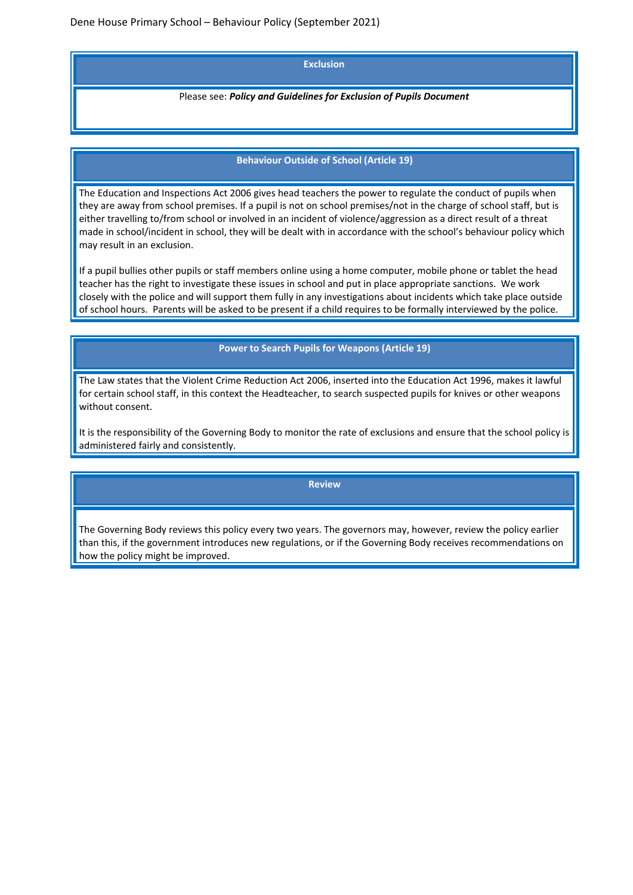## Exclusion

Please see: ***Policy and Guidelines for Exclusion of Pupils Document***

## Behaviour Outside of School (Article 19)

The Education and Inspections Act 2006 gives head teachers the power to regulate the conduct of pupils when they are away from school premises. If a pupil is not on school premises/not in the charge of school staff, but is either travelling to/from school or involved in an incident of violence/aggression as a direct result of a threat made in school/incident in school, they will be dealt with in accordance with the school's behaviour policy which may result in an exclusion.

If a pupil bullies other pupils or staff members online using a home computer, mobile phone or tablet the head teacher has the right to investigate these issues in school and put in place appropriate sanctions. We work closely with the police and will support them fully in any investigations about incidents which take place outside of school hours. Parents will be asked to be present if a child requires to be formally interviewed by the police.

## Power to Search Pupils for Weapons (Article 19)

The Law states that the Violent Crime Reduction Act 2006, inserted into the Education Act 1996, makes it lawful for certain school staff, in this context the Headteacher, to search suspected pupils for knives or other weapons without consent.

It is the responsibility of the Governing Body to monitor the rate of exclusions and ensure that the school policy is administered fairly and consistently.

## Review

The Governing Body reviews this policy every two years. The governors may, however, review the policy earlier than this, if the government introduces new regulations, or if the Governing Body receives recommendations on how the policy might be improved.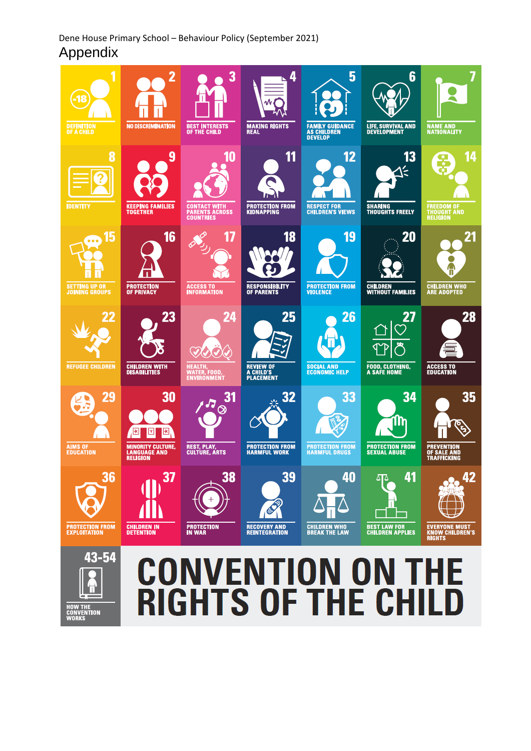# Appendix

1 DEFINITION OF A CHILD

2 NO DISCRIMINATION

3 BEST INTERESTS OF THE CHILD

4 MAKING RIGHTS REAL

5 FAMILY GUIDANCE AS CHILDREN DEVELOP

6 LIFE, SURVIVAL AND DEVELOPMENT

7 NAME AND NATIONALITY

8 IDENTITY

9 KEEPING FAMILIES TOGETHER

10 CONTACT WITH PARENTS ACROSS COUNTRIES

11 PROTECTION FROM KIDNAPPING

12 RESPECT FOR CHILDREN'S VIEWS

13 SHARING THOUGHTS FREELY

14 FREEDOM OF THOUGHT AND RELIGION

15 SETTING UP OR JOINING GROUPS

16 PROTECTION OF PRIVACY

17 ACCESS TO INFORMATION

18 RESPONSIBILITY OF PARENTS

19 PROTECTION FROM VIOLENCE

20 CHILDREN WITHOUT FAMILIES

21 CHILDREN WHO ARE ADOPTED

22 REFUGEE CHILDREN

23 CHILDREN WITH DISABILITIES

24 HEALTH, WATER, FOOD, ENVIRONMENT

25 REVIEW OF A CHILD'S PLACEMENT

26 SOCIAL AND ECONOMIC HELP

27 FOOD, CLOTHING, A SAFE HOME

28 ACCESS TO EDUCATION

29 AIMS OF EDUCATION

30 MINORITY CULTURE, LANGUAGE AND RELIGION

31 REST, PLAY, CULTURE, ARTS

32 PROTECTION FROM HARMFUL WORK

33 PROTECTION FROM HARMFUL DRUGS

34 PROTECTION FROM SEXUAL ABUSE

35 PREVENTION OF SALE AND TRAFFICKING

36 PROTECTION FROM EXPLOITATION

37 CHILDREN IN DETENTION

38 PROTECTION IN WAR

39 RECOVERY AND REINTEGRATION

40 CHILDREN WHO BREAK THE LAW

41 BEST LAW FOR CHILDREN APPLIES

42 EVERYONE MUST KNOW CHILDREN'S RIGHTS

43-54 HOW THE CONVENTION WORKS

# CONVENTION ON THE RIGHTS OF THE CHILD